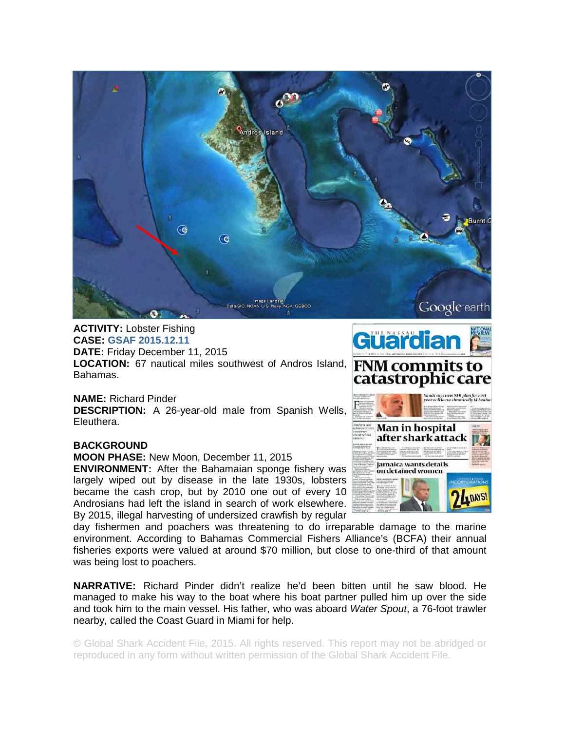**ACTIVITY:** Lobster Fishing
**CASE:** GSAF 2015.12.11
**DATE:** Friday December 11, 2015
**LOCATION:** 67 nautical miles southwest of Andros Island, Bahamas.

**NAME:** Richard Pinder
**DESCRIPTION:** A 26-year-old male from Spanish Wells, Eleuthera.

**BACKGROUND**
**MOON PHASE:** New Moon, December 11, 2015
**ENVIRONMENT:** After the Bahamaian sponge fishery was largely wiped out by disease in the late 1930s, lobsters became the cash crop, but by 2010 one out of every 10 Androsians had left the island in search of work elsewhere. By 2015, illegal harvesting of undersized crawfish by regular day fishermen and poachers was threatening to do irreparable damage to the marine environment. According to Bahamas Commercial Fishers Alliance's (BCFA) their annual fisheries exports were valued at around $70 million, but close to one-third of that amount was being lost to poachers.

**NARRATIVE:** Richard Pinder didn't realize he'd been bitten until he saw blood. He managed to make his way to the boat where his boat partner pulled him up over the side and took him to the main vessel. His father, who was aboard *Water Spout*, a 76-foot trawler nearby, called the Coast Guard in Miami for help.

© Global Shark Accident File, 2015. All rights reserved. This report may not be abridged or reproduced in any form without written permission of the Global Shark Accident File.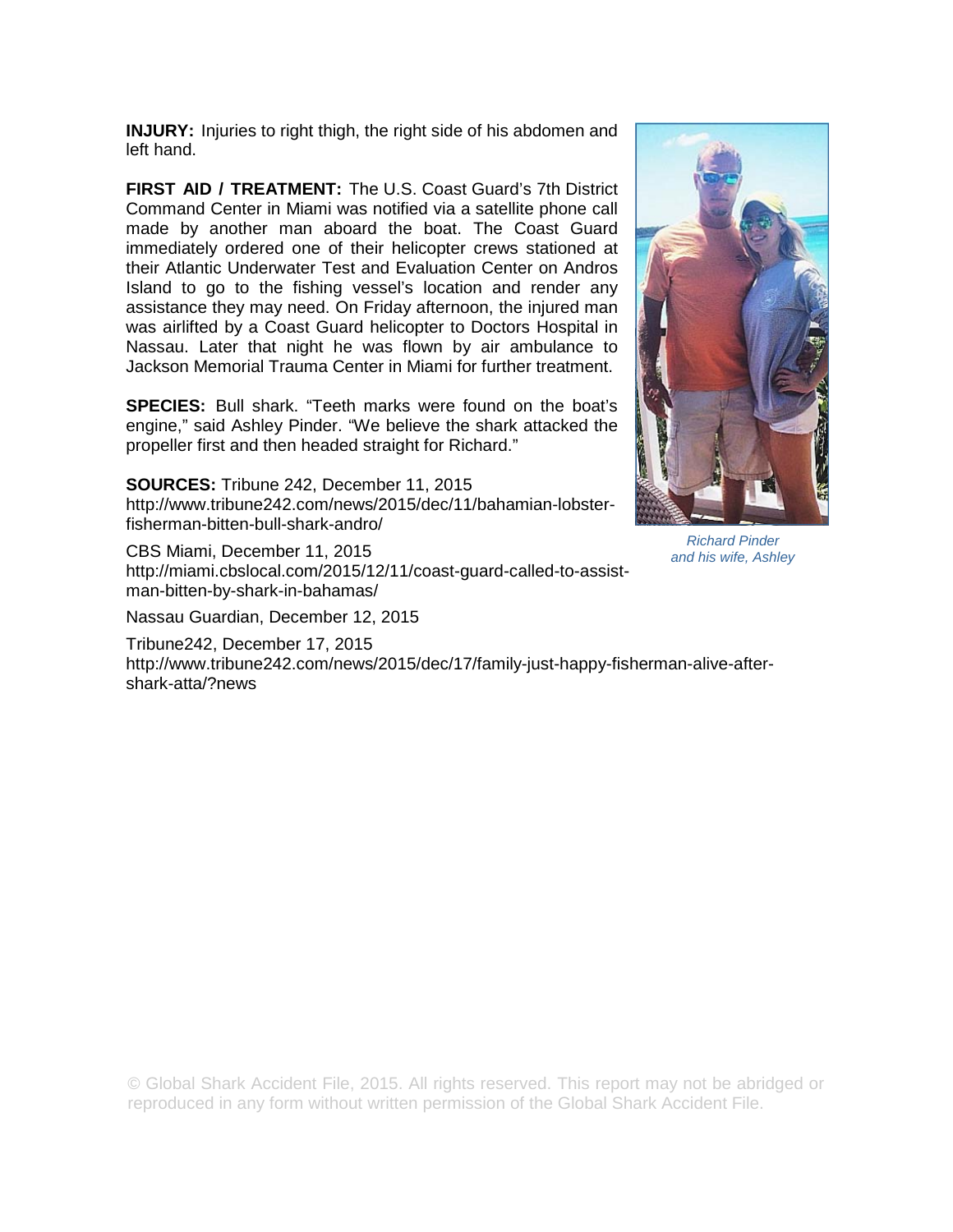**INJURY:** Injuries to right thigh, the right side of his abdomen and left hand.

**FIRST AID / TREATMENT:** The U.S. Coast Guard's 7th District Command Center in Miami was notified via a satellite phone call made by another man aboard the boat. The Coast Guard immediately ordered one of their helicopter crews stationed at their Atlantic Underwater Test and Evaluation Center on Andros Island to go to the fishing vessel's location and render any assistance they may need. On Friday afternoon, the injured man was airlifted by a Coast Guard helicopter to Doctors Hospital in Nassau. Later that night he was flown by air ambulance to Jackson Memorial Trauma Center in Miami for further treatment.

**SPECIES:** Bull shark. "Teeth marks were found on the boat's engine," said Ashley Pinder. "We believe the shark attacked the propeller first and then headed straight for Richard."

*Richard Pinder and his wife, Ashley*

**SOURCES:** Tribune 242, December 11, 2015
http://www.tribune242.com/news/2015/dec/11/bahamian-lobster-fisherman-bitten-bull-shark-andro/

CBS Miami, December 11, 2015
http://miami.cbslocal.com/2015/12/11/coast-guard-called-to-assist-man-bitten-by-shark-in-bahamas/

Nassau Guardian, December 12, 2015

Tribune242, December 17, 2015
http://www.tribune242.com/news/2015/dec/17/family-just-happy-fisherman-alive-after-shark-atta/?news

© Global Shark Accident File, 2015. All rights reserved. This report may not be abridged or reproduced in any form without written permission of the Global Shark Accident File.